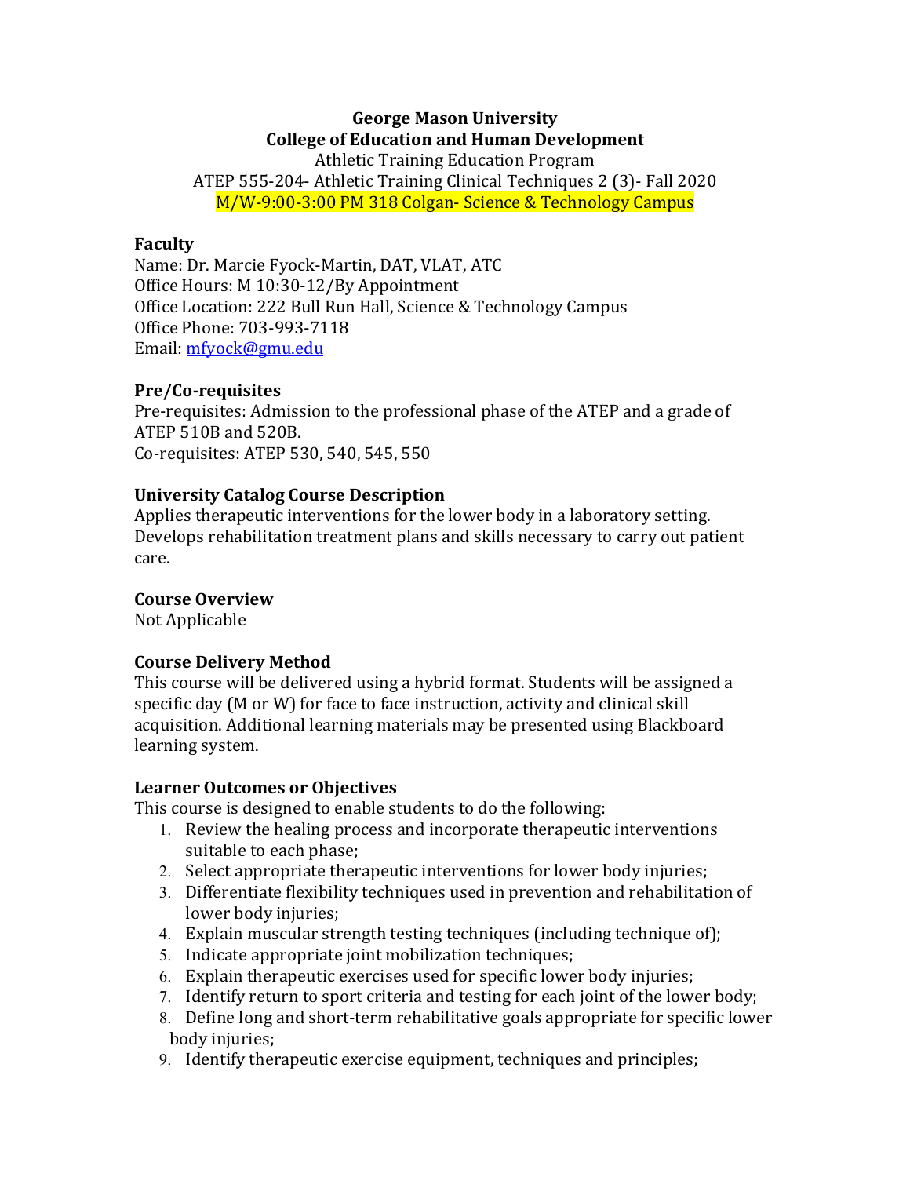**George Mason University**
**College of Education and Human Development**
Athletic Training Education Program
ATEP 555-204- Athletic Training Clinical Techniques 2 (3)- Fall 2020
M/W-9:00-3:00 PM 318 Colgan- Science & Technology Campus

## Faculty

Name: Dr. Marcie Fyock-Martin, DAT, VLAT, ATC
Office Hours: M 10:30-12/By Appointment
Office Location: 222 Bull Run Hall, Science & Technology Campus
Office Phone: 703-993-7118
Email: mfyock@gmu.edu

## Pre/Co-requisites

Pre-requisites: Admission to the professional phase of the ATEP and a grade of ATEP 510B and 520B.
Co-requisites: ATEP 530, 540, 545, 550

## University Catalog Course Description

Applies therapeutic interventions for the lower body in a laboratory setting. Develops rehabilitation treatment plans and skills necessary to carry out patient care.

## Course Overview

Not Applicable

## Course Delivery Method

This course will be delivered using a hybrid format. Students will be assigned a specific day (M or W) for face to face instruction, activity and clinical skill acquisition. Additional learning materials may be presented using Blackboard learning system.

## Learner Outcomes or Objectives

This course is designed to enable students to do the following:

1. Review the healing process and incorporate therapeutic interventions suitable to each phase;
2. Select appropriate therapeutic interventions for lower body injuries;
3. Differentiate flexibility techniques used in prevention and rehabilitation of lower body injuries;
4. Explain muscular strength testing techniques (including technique of);
5. Indicate appropriate joint mobilization techniques;
6. Explain therapeutic exercises used for specific lower body injuries;
7. Identify return to sport criteria and testing for each joint of the lower body;
8. Define long and short-term rehabilitative goals appropriate for specific lower body injuries;
9. Identify therapeutic exercise equipment, techniques and principles;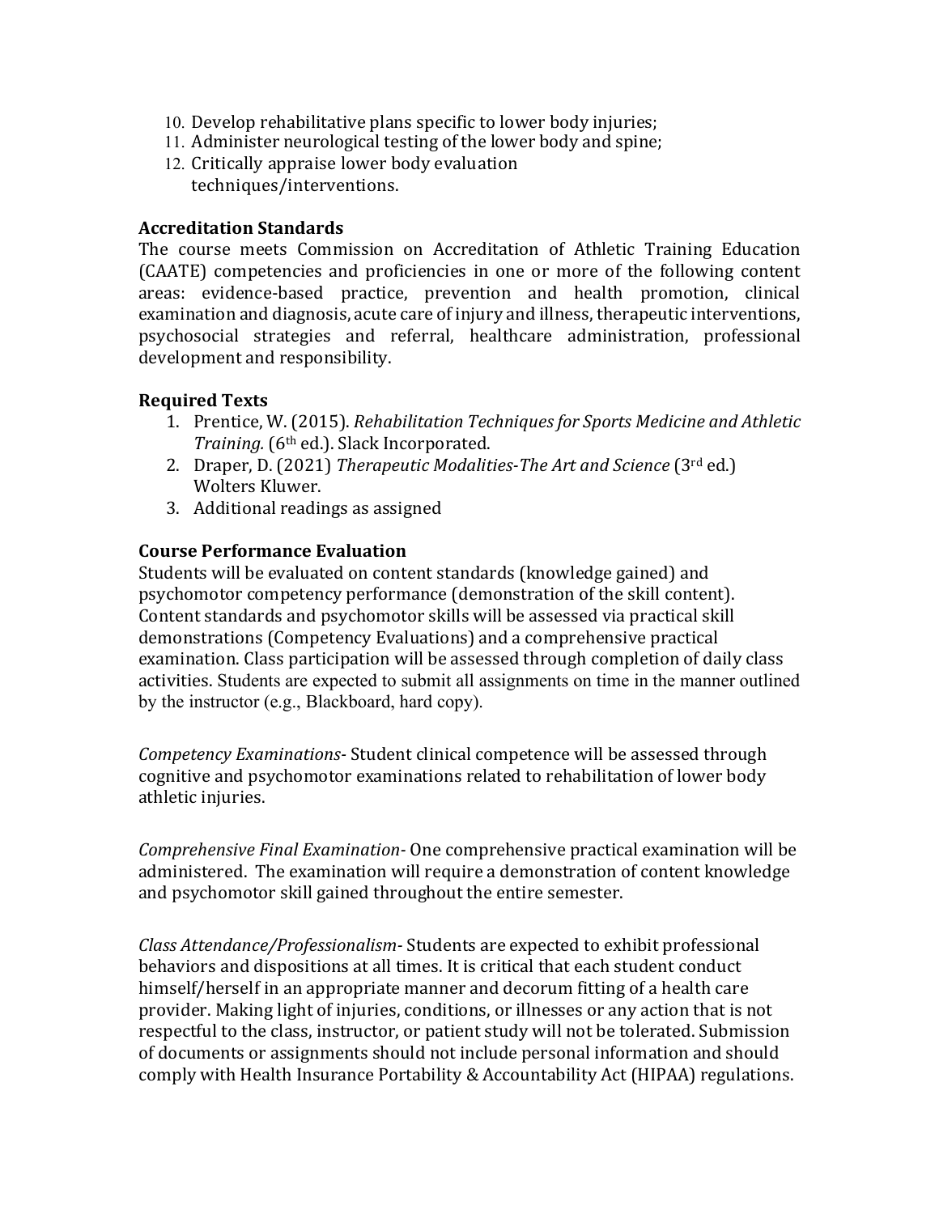10. Develop rehabilitative plans specific to lower body injuries;
11. Administer neurological testing of the lower body and spine;
12. Critically appraise lower body evaluation techniques/interventions.

**Accreditation Standards**

The course meets Commission on Accreditation of Athletic Training Education (CAATE) competencies and proficiencies in one or more of the following content areas: evidence-based practice, prevention and health promotion, clinical examination and diagnosis, acute care of injury and illness, therapeutic interventions, psychosocial strategies and referral, healthcare administration, professional development and responsibility.

**Required Texts**

1. Prentice, W. (2015). *Rehabilitation Techniques for Sports Medicine and Athletic Training.* (6th ed.). Slack Incorporated.
2. Draper, D. (2021) *Therapeutic Modalities-The Art and Science* (3rd ed.) Wolters Kluwer.
3. Additional readings as assigned

**Course Performance Evaluation**

Students will be evaluated on content standards (knowledge gained) and psychomotor competency performance (demonstration of the skill content). Content standards and psychomotor skills will be assessed via practical skill demonstrations (Competency Evaluations) and a comprehensive practical examination. Class participation will be assessed through completion of daily class activities. Students are expected to submit all assignments on time in the manner outlined by the instructor (e.g., Blackboard, hard copy).

*Competency Examinations*- Student clinical competence will be assessed through cognitive and psychomotor examinations related to rehabilitation of lower body athletic injuries.

*Comprehensive Final Examination*- One comprehensive practical examination will be administered. The examination will require a demonstration of content knowledge and psychomotor skill gained throughout the entire semester.

*Class Attendance/Professionalism*- Students are expected to exhibit professional behaviors and dispositions at all times. It is critical that each student conduct himself/herself in an appropriate manner and decorum fitting of a health care provider. Making light of injuries, conditions, or illnesses or any action that is not respectful to the class, instructor, or patient study will not be tolerated. Submission of documents or assignments should not include personal information and should comply with Health Insurance Portability & Accountability Act (HIPAA) regulations.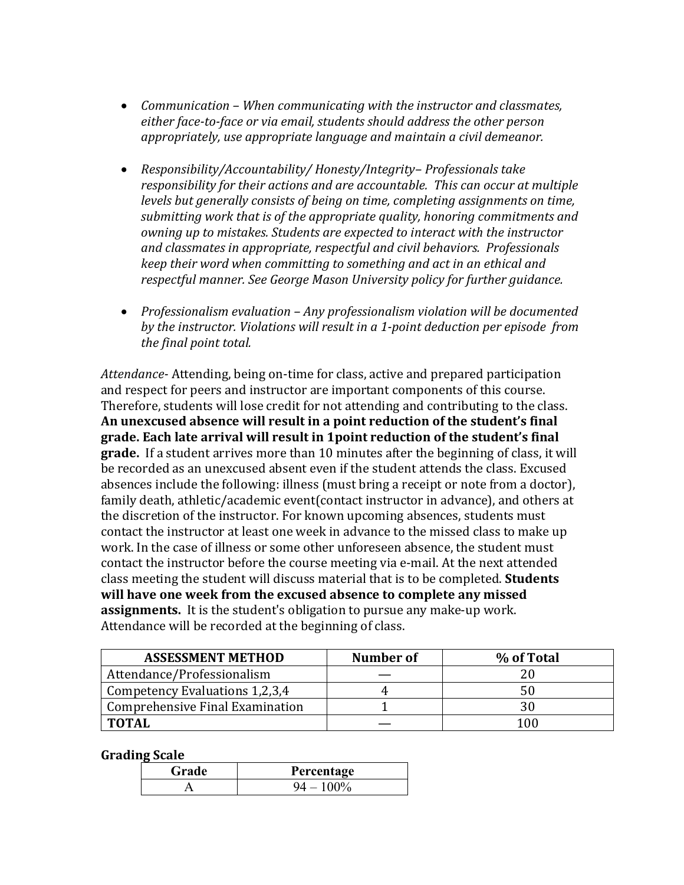- *Communication – When communicating with the instructor and classmates, either face-to-face or via email, students should address the other person appropriately, use appropriate language and maintain a civil demeanor.*

- *Responsibility/Accountability/ Honesty/Integrity– Professionals take responsibility for their actions and are accountable. This can occur at multiple levels but generally consists of being on time, completing assignments on time, submitting work that is of the appropriate quality, honoring commitments and owning up to mistakes. Students are expected to interact with the instructor and classmates in appropriate, respectful and civil behaviors. Professionals keep their word when committing to something and act in an ethical and respectful manner. See George Mason University policy for further guidance.*

- *Professionalism evaluation – Any professionalism violation will be documented by the instructor. Violations will result in a 1-point deduction per episode from the final point total.*

*Attendance*- Attending, being on-time for class, active and prepared participation and respect for peers and instructor are important components of this course. Therefore, students will lose credit for not attending and contributing to the class. **An unexcused absence will result in a point reduction of the student's final grade. Each late arrival will result in 1point reduction of the student's final grade.** If a student arrives more than 10 minutes after the beginning of class, it will be recorded as an unexcused absent even if the student attends the class. Excused absences include the following: illness (must bring a receipt or note from a doctor), family death, athletic/academic event(contact instructor in advance), and others at the discretion of the instructor. For known upcoming absences, students must contact the instructor at least one week in advance to the missed class to make up work. In the case of illness or some other unforeseen absence, the student must contact the instructor before the course meeting via e-mail. At the next attended class meeting the student will discuss material that is to be completed. **Students will have one week from the excused absence to complete any missed assignments.** It is the student's obligation to pursue any make-up work. Attendance will be recorded at the beginning of class.

| ASSESSMENT METHOD | Number of | % of Total |
|---|---|---|
| Attendance/Professionalism | — | 20 |
| Competency Evaluations 1,2,3,4 | 4 | 50 |
| Comprehensive Final Examination | 1 | 30 |
| **TOTAL** | — | 100 |

**Grading Scale**

| Grade | Percentage |
|---|---|
| A | 94 – 100% |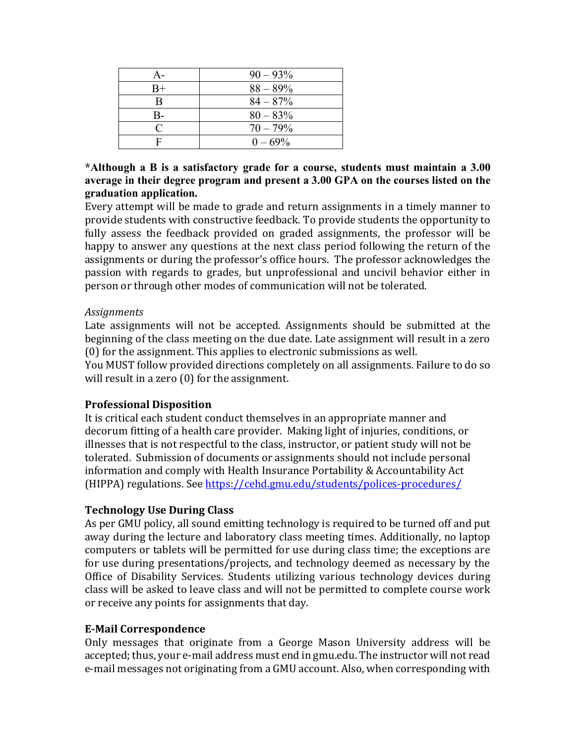| A- | 90 – 93% |
|---|---|
| B+ | 88 – 89% |
| B | 84 – 87% |
| B- | 80 – 83% |
| C | 70 – 79% |
| F | 0 – 69% |

**\*Although a B is a satisfactory grade for a course, students must maintain a 3.00 average in their degree program and present a 3.00 GPA on the courses listed on the graduation application.**

Every attempt will be made to grade and return assignments in a timely manner to provide students with constructive feedback. To provide students the opportunity to fully assess the feedback provided on graded assignments, the professor will be happy to answer any questions at the next class period following the return of the assignments or during the professor's office hours. The professor acknowledges the passion with regards to grades, but unprofessional and uncivil behavior either in person or through other modes of communication will not be tolerated.

*Assignments*

Late assignments will not be accepted. Assignments should be submitted at the beginning of the class meeting on the due date. Late assignment will result in a zero (0) for the assignment. This applies to electronic submissions as well.

You MUST follow provided directions completely on all assignments. Failure to do so will result in a zero (0) for the assignment.

### Professional Disposition

It is critical each student conduct themselves in an appropriate manner and decorum fitting of a health care provider. Making light of injuries, conditions, or illnesses that is not respectful to the class, instructor, or patient study will not be tolerated. Submission of documents or assignments should not include personal information and comply with Health Insurance Portability & Accountability Act (HIPPA) regulations. See https://cehd.gmu.edu/students/polices-procedures/

### Technology Use During Class

As per GMU policy, all sound emitting technology is required to be turned off and put away during the lecture and laboratory class meeting times. Additionally, no laptop computers or tablets will be permitted for use during class time; the exceptions are for use during presentations/projects, and technology deemed as necessary by the Office of Disability Services. Students utilizing various technology devices during class will be asked to leave class and will not be permitted to complete course work or receive any points for assignments that day.

### E-Mail Correspondence

Only messages that originate from a George Mason University address will be accepted; thus, your e-mail address must end in gmu.edu. The instructor will not read e-mail messages not originating from a GMU account. Also, when corresponding with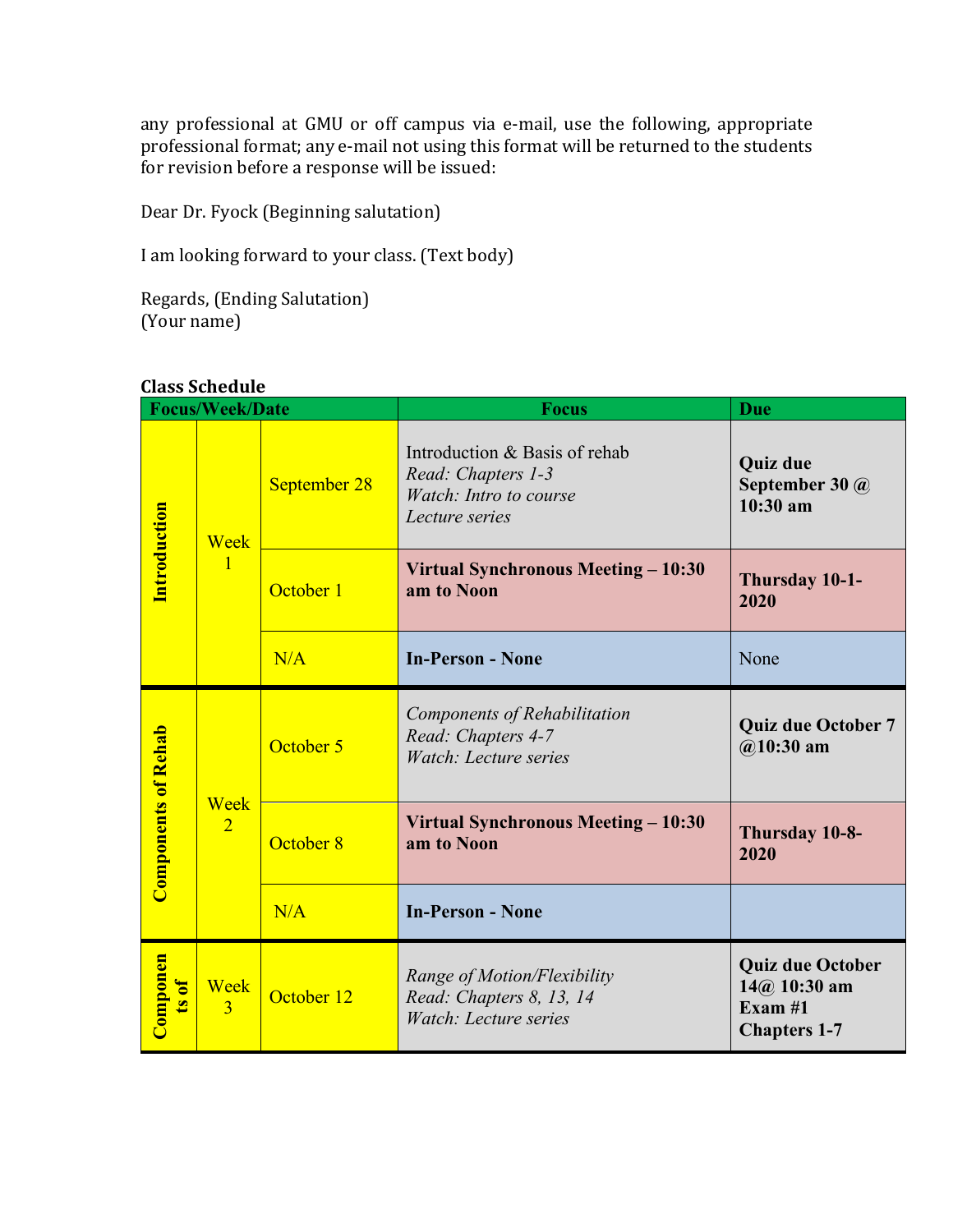any professional at GMU or off campus via e-mail, use the following, appropriate professional format; any e-mail not using this format will be returned to the students for revision before a response will be issued:

Dear Dr. Fyock (Beginning salutation)

I am looking forward to your class. (Text body)

Regards, (Ending Salutation)
(Your name)

**Class Schedule**

| Focus/Week/Date | | | Focus | Due |
|---|---|---|---|---|
| **Introduction** | Week 1 | September 28 | Introduction & Basis of rehab<br>*Read: Chapters 1-3*<br>*Watch: Intro to course Lecture series* | **Quiz due September 30 @ 10:30 am** |
| | | October 1 | **Virtual Synchronous Meeting – 10:30 am to Noon** | **Thursday 10-1-2020** |
| | | N/A | **In-Person - None** | None |
| **Components of Rehab** | Week 2 | October 5 | *Components of Rehabilitation*<br>*Read: Chapters 4-7*<br>*Watch: Lecture series* | **Quiz due October 7 @10:30 am** |
| | | October 8 | **Virtual Synchronous Meeting – 10:30 am to Noon** | **Thursday 10-8-2020** |
| | | N/A | **In-Person - None** | |
| **Components of** | Week 3 | October 12 | *Range of Motion/Flexibility*<br>*Read: Chapters 8, 13, 14*<br>*Watch: Lecture series* | **Quiz due October 14@ 10:30 am**<br>**Exam #1**<br>**Chapters 1-7** |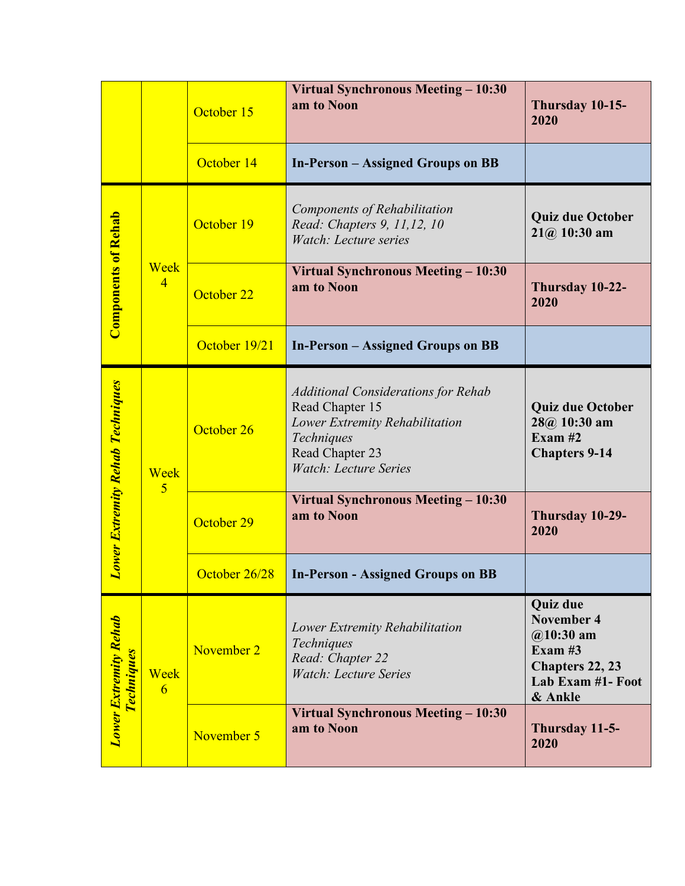| | | | | |
|---|---|---|---|---|
| | | October 15 | **Virtual Synchronous Meeting – 10:30 am to Noon** | **Thursday 10-15-2020** |
| | | October 14 | **In-Person – Assigned Groups on BB** | |
| **Components of Rehab** | Week 4 | October 19 | *Components of Rehabilitation*<br>*Read: Chapters 9, 11,12, 10*<br>*Watch: Lecture series* | **Quiz due October 21@ 10:30 am** |
| | | October 22 | **Virtual Synchronous Meeting – 10:30 am to Noon** | **Thursday 10-22-2020** |
| | | October 19/21 | **In-Person – Assigned Groups on BB** | |
| ***Lower Extremity Rehab Techniques*** | Week 5 | October 26 | *Additional Considerations for Rehab*<br>Read Chapter 15<br>*Lower Extremity Rehabilitation Techniques*<br>Read Chapter 23<br>*Watch: Lecture Series* | **Quiz due October 28@ 10:30 am**<br>**Exam #2**<br>**Chapters 9-14** |
| | | October 29 | **Virtual Synchronous Meeting – 10:30 am to Noon** | **Thursday 10-29-2020** |
| | | October 26/28 | **In-Person - Assigned Groups on BB** | |
| ***Lower Extremity Rehab Techniques*** | Week 6 | November 2 | *Lower Extremity Rehabilitation Techniques*<br>*Read: Chapter 22*<br>*Watch: Lecture Series* | **Quiz due November 4 @10:30 am**<br>**Exam #3**<br>**Chapters 22, 23**<br>**Lab Exam #1- Foot & Ankle** |
| | | November 5 | **Virtual Synchronous Meeting – 10:30 am to Noon** | **Thursday 11-5-2020** |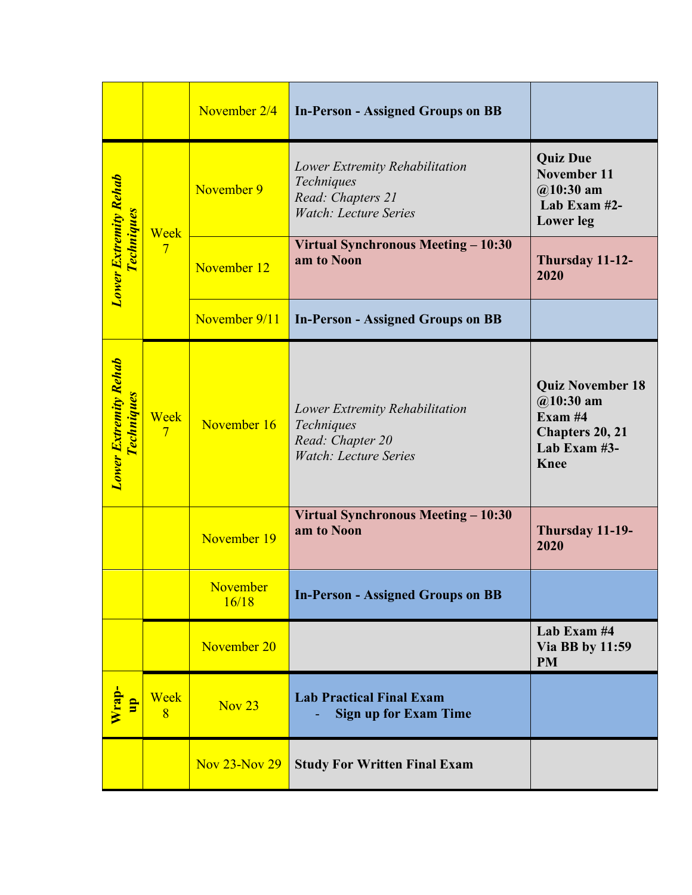| | | | | |
|---|---|---|---|---|
| | | November 2/4 | **In-Person - Assigned Groups on BB** | |
| ***Lower Extremity Rehab Techniques*** | Week 7 | November 9 | *Lower Extremity Rehabilitation Techniques*<br>*Read: Chapters 21*<br>*Watch: Lecture Series* | **Quiz Due November 11 @10:30 am**<br>**Lab Exam #2- Lower leg** |
| | | November 12 | **Virtual Synchronous Meeting – 10:30 am to Noon** | **Thursday 11-12-2020** |
| | | November 9/11 | **In-Person - Assigned Groups on BB** | |
| ***Lower Extremity Rehab Techniques*** | Week 7 | November 16 | *Lower Extremity Rehabilitation Techniques*<br>*Read: Chapter 20*<br>*Watch: Lecture Series* | **Quiz November 18 @10:30 am**<br>**Exam #4**<br>**Chapters 20, 21**<br>**Lab Exam #3- Knee** |
| | | November 19 | **Virtual Synchronous Meeting – 10:30 am to Noon** | **Thursday 11-19-2020** |
| | | November 16/18 | **In-Person - Assigned Groups on BB** | |
| | | November 20 | | **Lab Exam #4 Via BB by 11:59 PM** |
| ***Wrap-up*** | Week 8 | Nov 23 | **Lab Practical Final Exam**<br>- **Sign up for Exam Time** | |
| | | Nov 23-Nov 29 | **Study For Written Final Exam** | |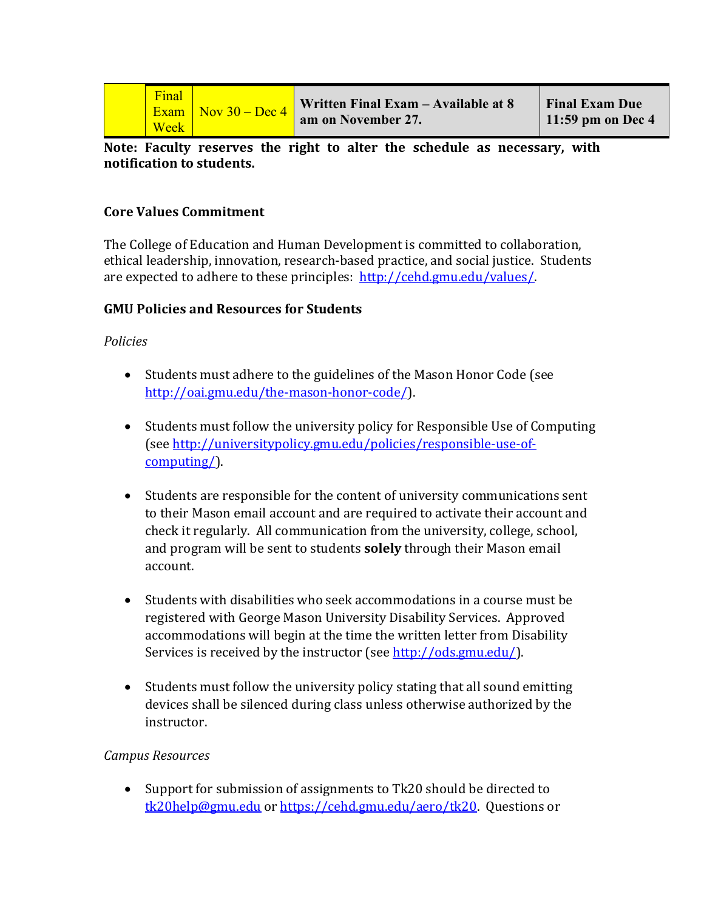|  | Final Exam Week | Nov 30 – Dec 4 | **Written Final Exam – Available at 8 am on November 27.** | **Final Exam Due 11:59 pm on Dec 4** |
|---|---|---|---|---|

**Note: Faculty reserves the right to alter the schedule as necessary, with notification to students.**

**Core Values Commitment**

The College of Education and Human Development is committed to collaboration, ethical leadership, innovation, research-based practice, and social justice. Students are expected to adhere to these principles: http://cehd.gmu.edu/values/.

**GMU Policies and Resources for Students**

*Policies*

- Students must adhere to the guidelines of the Mason Honor Code (see http://oai.gmu.edu/the-mason-honor-code/).

- Students must follow the university policy for Responsible Use of Computing (see http://universitypolicy.gmu.edu/policies/responsible-use-of-computing/).

- Students are responsible for the content of university communications sent to their Mason email account and are required to activate their account and check it regularly. All communication from the university, college, school, and program will be sent to students **solely** through their Mason email account.

- Students with disabilities who seek accommodations in a course must be registered with George Mason University Disability Services. Approved accommodations will begin at the time the written letter from Disability Services is received by the instructor (see http://ods.gmu.edu/).

- Students must follow the university policy stating that all sound emitting devices shall be silenced during class unless otherwise authorized by the instructor.

*Campus Resources*

- Support for submission of assignments to Tk20 should be directed to tk20help@gmu.edu or https://cehd.gmu.edu/aero/tk20. Questions or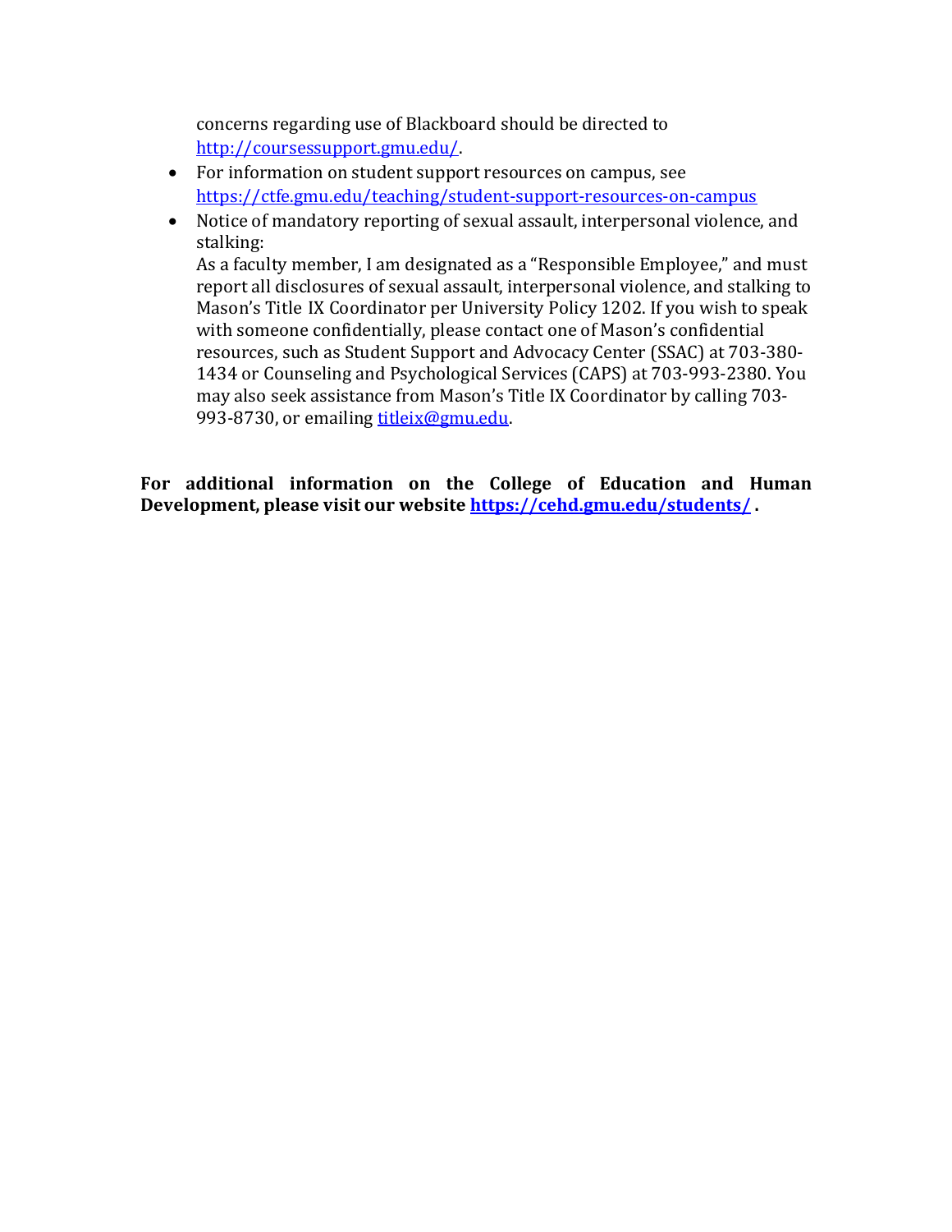concerns regarding use of Blackboard should be directed to [http://coursessupport.gmu.edu/](http://coursessupport.gmu.edu/).

- For information on student support resources on campus, see [https://ctfe.gmu.edu/teaching/student-support-resources-on-campus](https://ctfe.gmu.edu/teaching/student-support-resources-on-campus)
- Notice of mandatory reporting of sexual assault, interpersonal violence, and stalking:
  As a faculty member, I am designated as a "Responsible Employee," and must report all disclosures of sexual assault, interpersonal violence, and stalking to Mason's Title IX Coordinator per University Policy 1202. If you wish to speak with someone confidentially, please contact one of Mason's confidential resources, such as Student Support and Advocacy Center (SSAC) at 703-380-1434 or Counseling and Psychological Services (CAPS) at 703-993-2380. You may also seek assistance from Mason's Title IX Coordinator by calling 703-993-8730, or emailing [titleix@gmu.edu](mailto:titleix@gmu.edu).

**For additional information on the College of Education and Human Development, please visit our website [https://cehd.gmu.edu/students/](https://cehd.gmu.edu/students/) .**